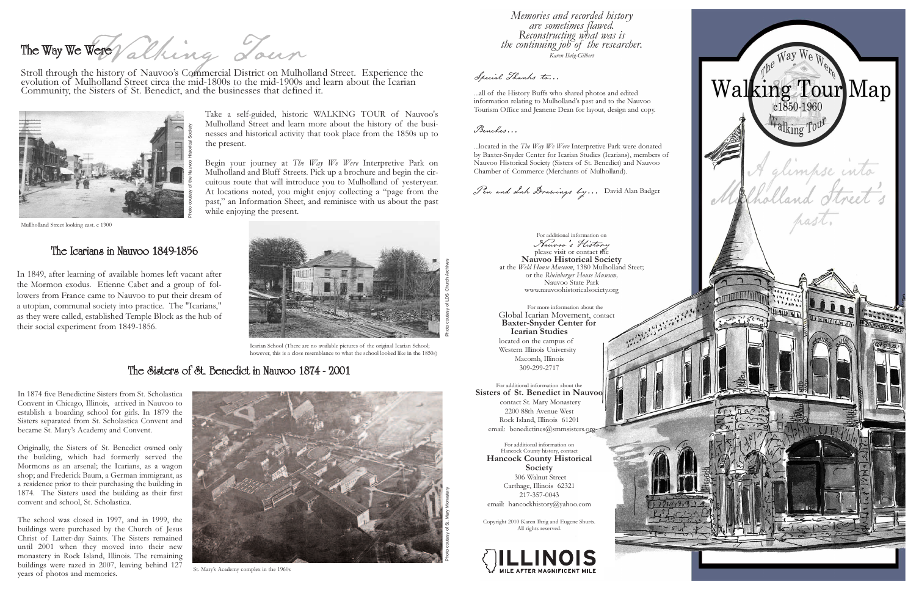# The Way We Were Walking Tour

Stroll through the history of Nauvoo's Commercial District on Mulholland Street. Experience the evolution of Mulholland Street circa the mid-1800s to the mid-1900s and learn about the Icarian Community, the Sisters of St. Benedict, and the businesses that defined it.

Photo coutesy of the Nauvoo Historical Society

Mullholland Street looking east. c 1900

Take a self-guided, historic WALKING TOUR of Nauvoo's Mulholland Street and learn more about the history of the businesses and historical activity that took place from the 1850s up to the present.

Begin your journey at *The Way We Were* Interpretive Park on Mulholland and Bluff Streets. Pick up a brochure and begin the circuitous route that will introduce you to Mulholland of yesteryear. At locations noted, you might enjoy collecting a "page from the past," an Information Sheet, and reminisce with us about the past while enjoying the present.

## The Icarians in Nauvoo 1849-1856

In 1849, after learning of available homes left vacant after the Mormon exodus. Etienne Cabet and a group of followers from France came to Nauvoo to put their dream of a utopian, communal society into practice. The "Icarians," as they were called, established Temple Block as the hub of their social experiment from 1849-1856.

Photo coutesy of LDS Church Archives

Icarian School (There are no available pictures of the original Icarian School; however, this is a close resemblance to what the school looked like in the 1850s)

## The Sisters of St. Benedict in Nauvoo 1874 - 2001

In 1874 five Benedictine Sisters from St. Scholastica Convent in Chicago, Illinois, arrived in Nauvoo to establish a boarding school for girls. In 1879 the Sisters separated from St. Scholastica Convent and became St. Mary's Academy and Convent.

Originally, the Sisters of St. Benedict owned only the building, which had formerly served the Mormons as an arsenal; the Icarians, as a wagon shop; and Frederick Baum, a German immigrant, as a residence prior to their purchasing the building in 1874. The Sisters used the building as their first convent and school, St. Scholastica.

The school was closed in 1997, and in 1999, the buildings were purchased by the Church of Jesus Christ of Latter-day Saints. The Sisters remained until 2001 when they moved into their new monastery in Rock Island, Illinois. The remaining buildings were razed in 2007, leaving behind 127 years of photos and memories.

Photo coutesy of St. Mary Monastery

St. Mary's Academy complex in the 1960s

*Memories and recorded history are sometimes flawed. Reconstructing what was is the continuing job of the researcher.*
*Karen Ihrig-Gilbert*

*Special Thanks to...*

...all of the History Buffs who shared photos and edited information relating to Mulholland's past and to the Nauvoo Tourism Office and Jeanene Dean for layout, design and copy.

*Benches...*

...located in the *The Way We Were* Interpretive Park were donated by Baxter-Snyder Center for Icarian Studies (Icarians), members of Nauvoo Historical Society (Sisters of St. Benedict) and Nauvoo Chamber of Commerce (Merchants of Mulholland).

*Pen and Ink Drawings by...* David Alan Badger

For additional information on *Nauvoo's History* please visit or contact the
**Nauvoo Historical Society**
at the *Weld House Museum*, 1380 Mulholland Steet;
or the *Rheinberger House Museum*,
Nauvoo State Park
www.nauvoohistoricalsociety.org

For more information about the
Global Icarian Movement, contact
**Baxter-Snyder Center for Icarian Studies**
located on the campus of
Western Illinois University
Macomb, Illinois
309-299-2717

For additional information about the
**Sisters of St. Benedict in Nauvoo**
contact St. Mary Monastery
2200 88th Avenue West
Rock Island, Illinois 61201
email: benedictines@smmsisters.org

For additional information on
Hancock County history, contact
**Hancock County Historical Society**
306 Walnut Street
Carthage, Illinois 62321
217-357-0043
email: hancockhistory@yahoo.com

Copyright 2010 Karen Ihrig and Eugene Shurts.
All rights reserved.

ILLINOIS
MILE AFTER MAGNIFICENT MILE

# Walking Tour Map

The Way We Were
c1850-1960
Walking Tour

*A glimpse into Mulholland Street's past.*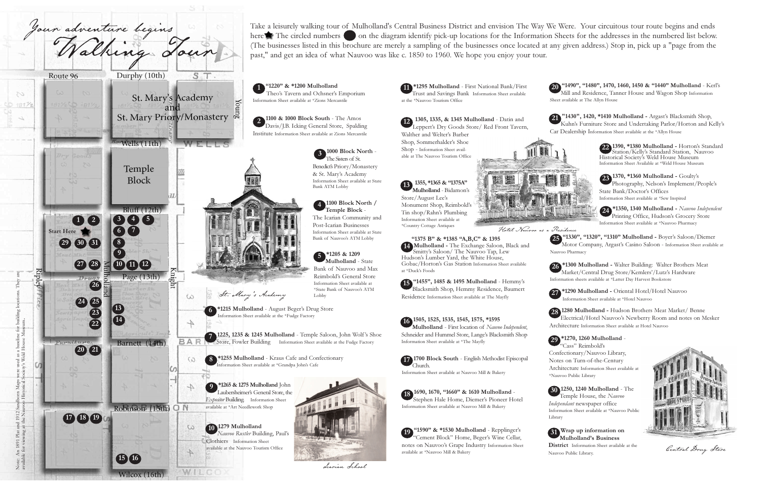# Your adventure begins Walking Tour

Take a leisurely walking tour of Mulholland's Central Business District and envision The Way We Were. Your circuitous tour route begins and ends here. The circled numbers on the diagram identify pick-up locations for the Information Sheets for the addresses in the numbered list below. (The businesses listed in this brochure are merely a sampling of the businesses once located at any given address.) Stop in, pick up a "page from the past," and get an idea of what Nauvoo was like c. 1850 to 1960. We hope you enjoy your tour.

Route 96
Durphy (10th)
St. Mary's Academy and St. Mary Priory/Monastery
Young
Wells (11th)
Temple Block
Bluff (12th)
Start Here
Ripley
Mulholland
Knight
Page (13th)
Barnett (14th)
Robinson (15th)
Wilcox (16th)

Note: An 1891 Plat and 1912 Sandborn Maps were used as a baseline for building locations. They are available for viewing at the Nauvoo Historical Society's Weld House Museum.

1. **"1220" & *1200 Mulholland** Theo's Tavern and Ochsner's Emporium Information Sheet available at *Zions Mercantile

2. **1100 & 1000 Block South** - The Amos Davis/J.B. Icking General Store, Spalding Institute Information Sheet available at Zions Mercantile

3. **1000 Block North** - The Sisters of St. Benedict's Priory/Monastery & St. Mary's Academy Information Sheet available at State Bank ATM Lobby

4. **1100 Block North / Temple Block** - The Icarian Community and Post-Icarian Businesses Information Sheet available at State Bank of Nauvoo's ATM Lobby

5. ***1205 & 1209 Mulholland** - State Bank of Nauvoo and Max Reimbold's General Store Information Sheet available at *State Bank of Nauvoo's ATM Lobby

St. Mary's Academy

6. ***1215 Mulholland** - August Beger's Drug Store Information Sheet available at the *Fudge Factory

7. **1225, 1235 & 1245 Mulholland** - Temple Saloon, John Wolf's Shoe Store, Fowler Building Information Sheet available at the Fudge Factory

8. ***1255 Mulholland** - Kraus Cafe and Confectionary Information Sheet available at *Grandpa John's Cafe

9. ***1265 & 1275 Mulholland** John Laubersheimer's General Store, the *Expositor* Building Information Sheet available at *Art Needlework Shop

10. **1279 Mulholland** *Nauvoo Rustler* Building, Paul's Clothiers Information Sheet available at the Nauvoo Tourism Office

Icarian School

11. ***1295 Mulholland** - First National Bank/First Trust and Savings Bank Information Sheet available at the *Nauvoo Tourism Office

12. **1305, 1335, & 1345 Mulholland** - Datin and Leppert's Dry Goods Store/ Red Front Tavern, Walther and Welter's Barber Shop, Sommerhalder's Shoe Shop - Information Sheet available at The Nauvoo Tourism Office

13. **1355, *1365 & "1375A" Mulholland** - Bidamon's Store/August Lee's Monument Shop, Reimbold's Tin shop/Rahn's Plumbing Information Sheet available at *Country Cottage Antiques

Hotel Nauvoo as a Residence

14. **"1375 B" & *1385 "A,B,C" & 1395 Mulholland** - The Exchange Saloon, Black and Smitty's Saloon/ The Nauvoo Tap, Lew Hudson's Lumber Yard, the White House, Gobac/Horton's Gas Station Information Sheet available at *Duck's Foods

15. **"1455", 1485 & 1495 Mulholland** - Hemmy's Blacksmith Shop, Hemmy Residence, Baumert Residence Information Sheet available at The Mayfly

16. **1505, 1525, 1535, 1545, 1575, *1595 Mulholland** - First location of *Nauvoo Independent*, Schneider and Hummel Store, Lange's Blacksmith Shop Information Sheet available at *The Mayfly

17. **1700 Block South** - English Methodist Episcopal Church. Information Sheet available at Nauvoo Mill & Bakery

18. **1690, 1670, "1660" & 1610 Mulholland** - Stephen Hale Home, Diemer's Pioneer Hotel Information Sheet available at Nauvoo Mill & Bakery

19. **"1590" & *1530 Mulholland** - Repplinger's "Cement Block" Home, Beger's Wine Cellar, notes on Nauvoo's Grape Industry Information Sheet available at *Nauvoo Mill & Bakery

20. **"1490", "1480", 1470, 1460, 1450 & "1440" Mulholland** - Kerl's Mill and Residence, Tanner House and Wagon Shop Information Sheet available at The Allyn House

21. **"1430", 1420, *1410 Mulholland** - Argast's Blacksmith Shop, Kuhn's Furniture Store and Undertaking Parlor/Horton and Kelly's Car Dealership Information Sheet available at the *Allyn House

22. **1390, *1380 Mulholland** - Horton's Standard Station/Kelly's Standard Station, Nauvoo Historical Society's Weld House Museum Information Sheet Available at *Weld House Museum

23. **1370, *1360 Mulholland** - Goulty's Photography, Nelson's Implement/People's State Bank/Doctor's Offices Information Sheet available at *Sew Inspired

24. ***1350, 1340 Mulholland** - *Nauvoo Independent* Printing Office, Hudson's Grocery Store Information Sheet available at *Nauvoo Pharmacy

25. **"1330", "1320", "1310" Mulholland** - Boyer's Saloon/Diemer Motor Company, Argast's Casino Saloon - Information Sheet available at Nauvoo Pharmacy

26. ***1300 Mulholland** - Walter Building: Walter Brothers Meat Market/Central Drug Store/Kemlers'/Lutz's Hardware Information sheets available at *Latter Day Harvest Bookstore

27. ***1290 Mulholland** - Oriental Hotel/Hotel Nauvoo Information Sheet available at *Hotel Nauvoo

28. **1280 Mulholland** - Hudson Brothers Meat Market/ Benne Electrical/Hotel Nauvoo's Newberry Room and notes on Mesker Architecture Information Sheet available at Hotel Nauvoo

29. ***1270, 1260 Mulholland** - "Cass" Reimbold's Confectionary/Nauvoo Library, Notes on Turn-of-the-Century Architecture Information Sheet available at *Nauvoo Public Library

30. **1250, 1240 Mulholland** - The Temple House, the *Nauvoo Independant* newspaper office Information Sheet available at *Nauvoo Public Library

31. **Wrap up information on Mulholland's Business District** Information Sheet available at the Nauvoo Public Library.

Central Drug Store